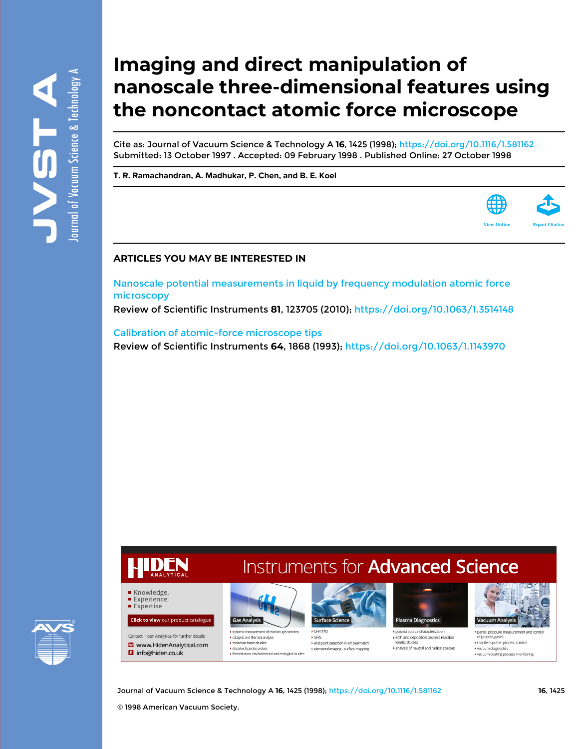# Imaging and direct manipulation of nanoscale three-dimensional features using the noncontact atomic force microscope

Cite as: Journal of Vacuum Science & Technology A **16**, 1425 (1998); https://doi.org/10.1116/1.581162
Submitted: 13 October 1997 . Accepted: 09 February 1998 . Published Online: 27 October 1998

**T. R. Ramachandran, A. Madhukar, P. Chen, and B. E. Koel**

View Online Export Citation

## ARTICLES YOU MAY BE INTERESTED IN

Nanoscale potential measurements in liquid by frequency modulation atomic force microscopy
Review of Scientific Instruments **81**, 123705 (2010); https://doi.org/10.1063/1.3514148

Calibration of atomic-force microscope tips
Review of Scientific Instruments **64**, 1868 (1993); https://doi.org/10.1063/1.1143970

© 1998 American Vacuum Society.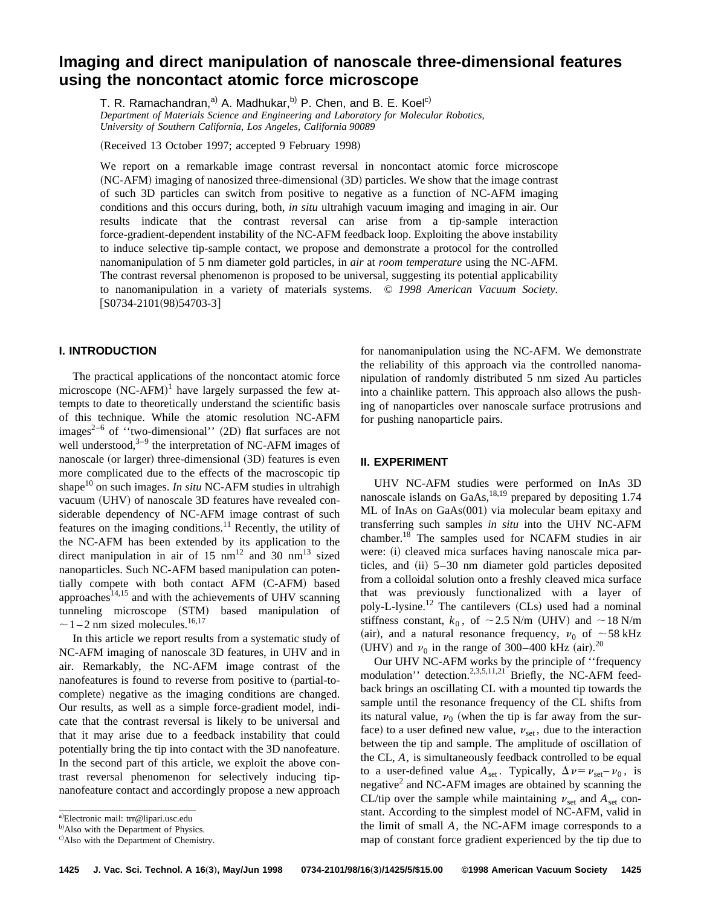# Imaging and direct manipulation of nanoscale three-dimensional features using the noncontact atomic force microscope

T. R. Ramachandran,[a] A. Madhukar,[b] P. Chen, and B. E. Koel[c]

*Department of Materials Science and Engineering and Laboratory for Molecular Robotics, University of Southern California, Los Angeles, California 90089*

(Received 13 October 1997; accepted 9 February 1998)

We report on a remarkable image contrast reversal in noncontact atomic force microscope (NC-AFM) imaging of nanosized three-dimensional (3D) particles. We show that the image contrast of such 3D particles can switch from positive to negative as a function of NC-AFM imaging conditions and this occurs during, both, *in situ* ultrahigh vacuum imaging and imaging in air. Our results indicate that the contrast reversal can arise from a tip-sample interaction force-gradient-dependent instability of the NC-AFM feedback loop. Exploiting the above instability to induce selective tip-sample contact, we propose and demonstrate a protocol for the controlled nanomanipulation of 5 nm diameter gold particles, in *air* at *room temperature* using the NC-AFM. The contrast reversal phenomenon is proposed to be universal, suggesting its potential applicability to nanomanipulation in a variety of materials systems. © *1998 American Vacuum Society.* [S0734-2101(98)54703-3]

## I. INTRODUCTION

The practical applications of the noncontact atomic force microscope (NC-AFM)[1] have largely surpassed the few attempts to date to theoretically understand the scientific basis of this technique. While the atomic resolution NC-AFM images[2–6] of ''two-dimensional'' (2D) flat surfaces are not well understood,[3–9] the interpretation of NC-AFM images of nanoscale (or larger) three-dimensional (3D) features is even more complicated due to the effects of the macroscopic tip shape[10] on such images. *In situ* NC-AFM studies in ultrahigh vacuum (UHV) of nanoscale 3D features have revealed considerable dependency of NC-AFM image contrast of such features on the imaging conditions.[11] Recently, the utility of the NC-AFM has been extended by its application to the direct manipulation in air of 15 nm[12] and 30 nm[13] sized nanoparticles. Such NC-AFM based manipulation can potentially compete with both contact AFM (C-AFM) based approaches[14,15] and with the achievements of UHV scanning tunneling microscope (STM) based manipulation of ~1–2 nm sized molecules.[16,17]

In this article we report results from a systematic study of NC-AFM imaging of nanoscale 3D features, in UHV and in air. Remarkably, the NC-AFM image contrast of the nanofeatures is found to reverse from positive to (partial-to-complete) negative as the imaging conditions are changed. Our results, as well as a simple force-gradient model, indicate that the contrast reversal is likely to be universal and that it may arise due to a feedback instability that could potentially bring the tip into contact with the 3D nanofeature. In the second part of this article, we exploit the above contrast reversal phenomenon for selectively inducing tip-nanofeature contact and accordingly propose a new approach for nanomanipulation using the NC-AFM. We demonstrate the reliability of this approach via the controlled nanomanipulation of randomly distributed 5 nm sized Au particles into a chainlike pattern. This approach also allows the pushing of nanoparticles over nanoscale surface protrusions and for pushing nanoparticle pairs.

## II. EXPERIMENT

UHV NC-AFM studies were performed on InAs 3D nanoscale islands on GaAs,[18,19] prepared by depositing 1.74 ML of InAs on GaAs(001) via molecular beam epitaxy and transferring such samples *in situ* into the UHV NC-AFM chamber.[18] The samples used for NCAFM studies in air were: (i) cleaved mica surfaces having nanoscale mica particles, and (ii) 5–30 nm diameter gold particles deposited from a colloidal solution onto a freshly cleaved mica surface that was previously functionalized with a layer of poly-L-lysine.[12] The cantilevers (CLs) used had a nominal stiffness constant, $k_0$, of ~2.5 N/m (UHV) and ~18 N/m (air), and a natural resonance frequency, $\nu_0$ of ~58 kHz (UHV) and $\nu_0$ in the range of 300–400 kHz (air).[20]

Our UHV NC-AFM works by the principle of ''frequency modulation'' detection.[2,3,5,11,21] Briefly, the NC-AFM feedback brings an oscillating CL with a mounted tip towards the sample until the resonance frequency of the CL shifts from its natural value, $\nu_0$ (when the tip is far away from the surface) to a user defined new value, $\nu_{\text{set}}$, due to the interaction between the tip and sample. The amplitude of oscillation of the CL, $A$, is simultaneously feedback controlled to be equal to a user-defined value $A_{\text{set}}$. Typically, $\Delta\nu = \nu_{\text{set}} - \nu_0$, is negative[2] and NC-AFM images are obtained by scanning the CL/tip over the sample while maintaining $\nu_{\text{set}}$ and $A_{\text{set}}$ constant. According to the simplest model of NC-AFM, valid in the limit of small $A$, the NC-AFM image corresponds to a map of constant force gradient experienced by the tip due to

[a]Electronic mail: trr@lipari.usc.edu

[b]Also with the Department of Physics.

[c]Also with the Department of Chemistry.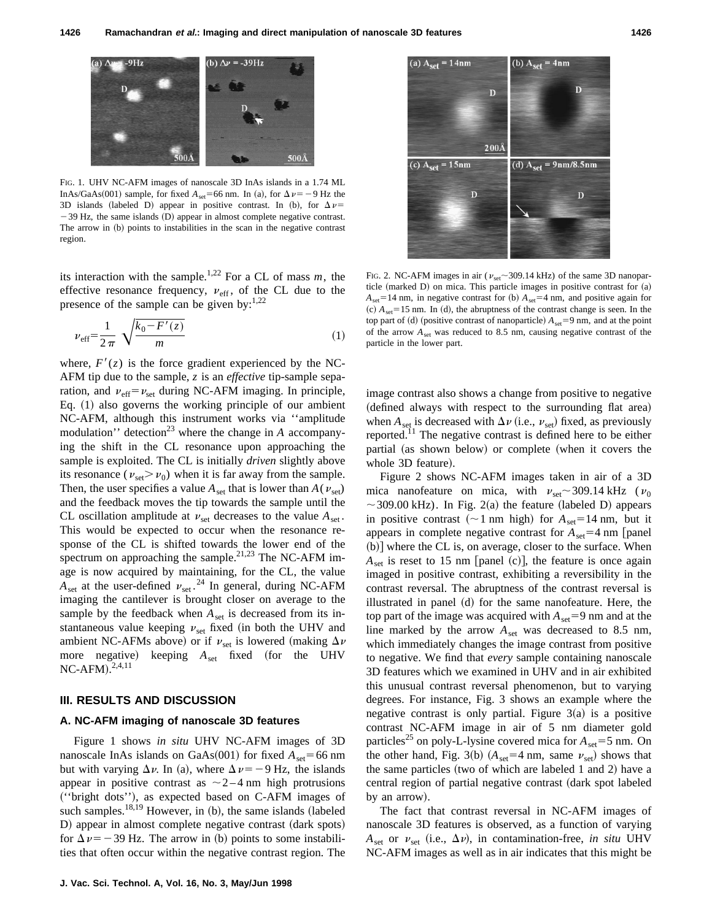FIG. 1. UHV NC-AFM images of nanoscale 3D InAs islands in a 1.74 ML InAs/GaAs(001) sample, for fixed $A_{set}$=66 nm. In (a), for $\Delta\nu = -9$ Hz the 3D islands (labeled D) appear in positive contrast. In (b), for $\Delta\nu = -39$ Hz, the same islands (D) appear in almost complete negative contrast. The arrow in (b) points to instabilities in the scan in the negative contrast region.

its interaction with the sample.[1,22] For a CL of mass $m$, the effective resonance frequency, $\nu_{eff}$, of the CL due to the presence of the sample can be given by:[1,22]

$$\nu_{eff} = \frac{1}{2\pi}\sqrt{\frac{k_0 - F'(z)}{m}} \tag{1}$$

where, $F'(z)$ is the force gradient experienced by the NC-AFM tip due to the sample, $z$ is an *effective* tip-sample separation, and $\nu_{eff} = \nu_{set}$ during NC-AFM imaging. In principle, Eq. (1) also governs the working principle of our ambient NC-AFM, although this instrument works via ''amplitude modulation'' detection[23] where the change in $A$ accompanying the shift in the CL resonance upon approaching the sample is exploited. The CL is initially *driven* slightly above its resonance ($\nu_{set} > \nu_0$) when it is far away from the sample. Then, the user specifies a value $A_{set}$ that is lower than $A(\nu_{set})$ and the feedback moves the tip towards the sample until the CL oscillation amplitude at $\nu_{set}$ decreases to the value $A_{set}$. This would be expected to occur when the resonance response of the CL is shifted towards the lower end of the spectrum on approaching the sample.[21,23] The NC-AFM image is now acquired by maintaining, for the CL, the value $A_{set}$ at the user-defined $\nu_{set}$.[24] In general, during NC-AFM imaging the cantilever is brought closer on average to the sample by the feedback when $A_{set}$ is decreased from its instantaneous value keeping $\nu_{set}$ fixed (in both the UHV and ambient NC-AFMs above) or if $\nu_{set}$ is lowered (making $\Delta\nu$ more negative) keeping $A_{set}$ fixed (for the UHV NC-AFM).[2,4,11]

## III. RESULTS AND DISCUSSION

### A. NC-AFM imaging of nanoscale 3D features

Figure 1 shows *in situ* UHV NC-AFM images of 3D nanoscale InAs islands on GaAs(001) for fixed $A_{set}$=66 nm but with varying $\Delta\nu$. In (a), where $\Delta\nu = -9$ Hz, the islands appear in positive contrast as $\sim$2–4 nm high protrusions (''bright dots''), as expected based on C-AFM images of such samples.[18,19] However, in (b), the same islands (labeled D) appear in almost complete negative contrast (dark spots) for $\Delta\nu = -39$ Hz. The arrow in (b) points to some instabilities that often occur within the negative contrast region. The image contrast also shows a change from positive to negative (defined always with respect to the surrounding flat area) when $A_{set}$ is decreased with $\Delta\nu$ (i.e., $\nu_{set}$) fixed, as previously reported.[11] The negative contrast is defined here to be either partial (as shown below) or complete (when it covers the whole 3D feature).

FIG. 2. NC-AFM images in air ($\nu_{set}$~309.14 kHz) of the same 3D nanoparticle (marked D) on mica. This particle images in positive contrast for (a) $A_{set}$=14 nm, in negative contrast for (b) $A_{set}$=4 nm, and positive again for (c) $A_{set}$=15 nm. In (d), the abruptness of the contrast change is seen. In the top part of (d) (positive contrast of nanoparticle) $A_{set}$=9 nm, and at the point of the arrow $A_{set}$ was reduced to 8.5 nm, causing negative contrast of the particle in the lower part.

Figure 2 shows NC-AFM images taken in air of a 3D mica nanofeature on mica, with $\nu_{set}$~309.14 kHz ($\nu_0$ ~309.00 kHz). In Fig. 2(a) the feature (labeled D) appears in positive contrast (~1 nm high) for $A_{set}$=14 nm, but it appears in complete negative contrast for $A_{set}$=4 nm [panel (b)] where the CL is, on average, closer to the surface. When $A_{set}$ is reset to 15 nm [panel (c)], the feature is once again imaged in positive contrast, exhibiting a reversibility in the contrast reversal. The abruptness of the contrast reversal is illustrated in panel (d) for the same nanofeature. Here, the top part of the image was acquired with $A_{set}$=9 nm and at the line marked by the arrow $A_{set}$ was decreased to 8.5 nm, which immediately changes the image contrast from positive to negative. We find that *every* sample containing nanoscale 3D features which we examined in UHV and in air exhibited this unusual contrast reversal phenomenon, but to varying degrees. For instance, Fig. 3 shows an example where the negative contrast is only partial. Figure 3(a) is a positive contrast NC-AFM image in air of 5 nm diameter gold particles[25] on poly-L-lysine covered mica for $A_{set}$=5 nm. On the other hand, Fig. 3(b) ($A_{set}$=4 nm, same $\nu_{set}$) shows that the same particles (two of which are labeled 1 and 2) have a central region of partial negative contrast (dark spot labeled by an arrow).

The fact that contrast reversal in NC-AFM images of nanoscale 3D features is observed, as a function of varying $A_{set}$ or $\nu_{set}$ (i.e., $\Delta\nu$), in contamination-free, *in situ* UHV NC-AFM images as well as in air indicates that this might be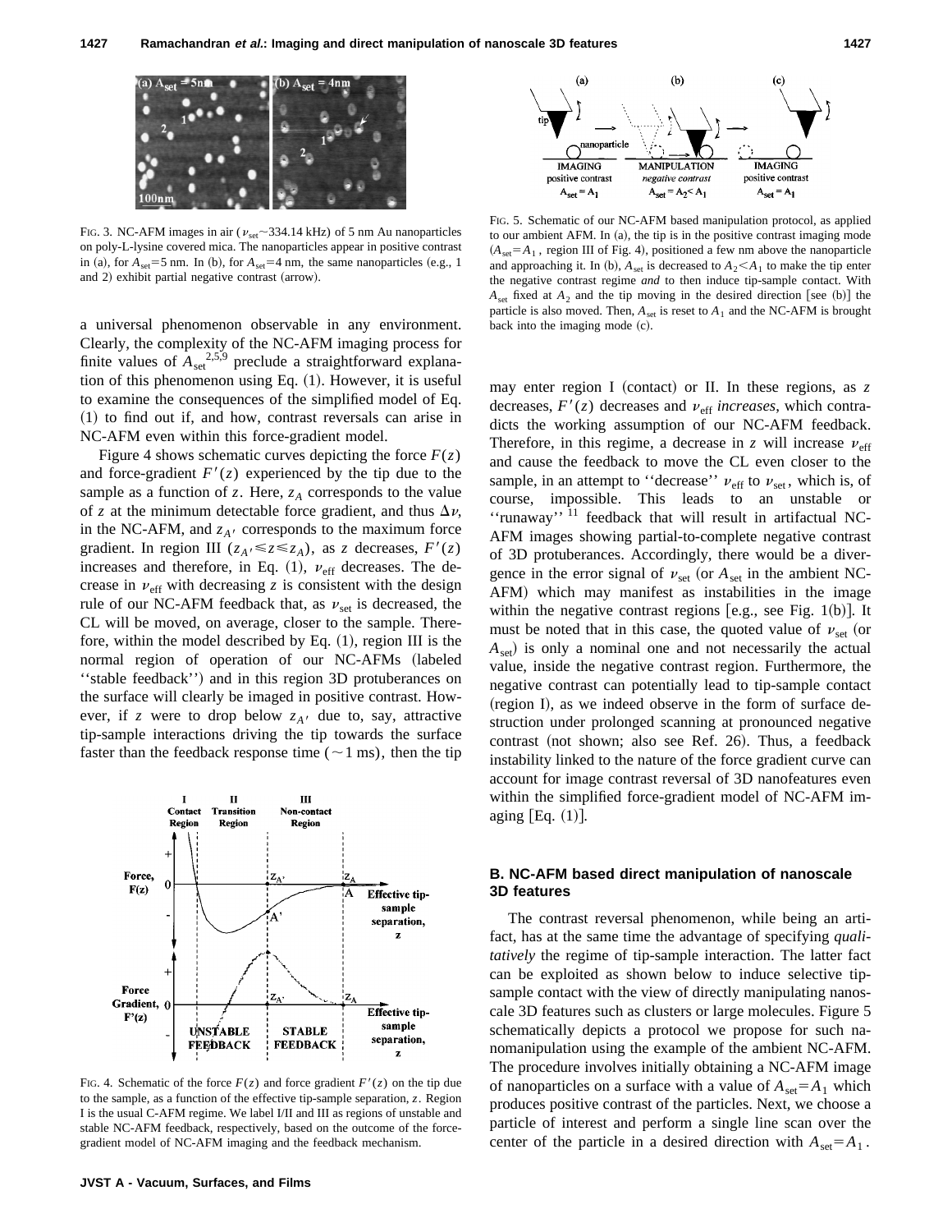FIG. 3. NC-AFM images in air ($\nu_{set}$~334.14 kHz) of 5 nm Au nanoparticles on poly-L-lysine covered mica. The nanoparticles appear in positive contrast in (a), for $A_{set}$=5 nm. In (b), for $A_{set}$=4 nm, the same nanoparticles (e.g., 1 and 2) exhibit partial negative contrast (arrow).

a universal phenomenon observable in any environment. Clearly, the complexity of the NC-AFM imaging process for finite values of $A_{set}$[2,5,9] preclude a straightforward explanation of this phenomenon using Eq. (1). However, it is useful to examine the consequences of the simplified model of Eq. (1) to find out if, and how, contrast reversals can arise in NC-AFM even within this force-gradient model.

Figure 4 shows schematic curves depicting the force $F(z)$ and force-gradient $F'(z)$ experienced by the tip due to the sample as a function of $z$. Here, $z_A$ corresponds to the value of $z$ at the minimum detectable force gradient, and thus $\Delta\nu$, in the NC-AFM, and $z_{A'}$ corresponds to the maximum force gradient. In region III ($z_{A'} \leqslant z \leqslant z_A$), as $z$ decreases, $F'(z)$ increases and therefore, in Eq. (1), $\nu_{eff}$ decreases. The decrease in $\nu_{eff}$ with decreasing $z$ is consistent with the design rule of our NC-AFM feedback that, as $\nu_{set}$ is decreased, the CL will be moved, on average, closer to the sample. Therefore, within the model described by Eq. (1), region III is the normal region of operation of our NC-AFMs (labeled ''stable feedback'') and in this region 3D protuberances on the surface will clearly be imaged in positive contrast. However, if $z$ were to drop below $z_{A'}$ due to, say, attractive tip-sample interactions driving the tip towards the surface faster than the feedback response time (~1 ms), then the tip may enter region I (contact) or II. In these regions, as $z$ decreases, $F'(z)$ decreases and $\nu_{eff}$ *increases*, which contradicts the working assumption of our NC-AFM feedback. Therefore, in this regime, a decrease in $z$ will increase $\nu_{eff}$ and cause the feedback to move the CL even closer to the sample, in an attempt to ''decrease'' $\nu_{eff}$ to $\nu_{set}$, which is, of course, impossible. This leads to an unstable or ''runaway''[11] feedback that will result in artifactual NC-AFM images showing partial-to-complete negative contrast of 3D protuberances. Accordingly, there would be a divergence in the error signal of $\nu_{set}$ (or $A_{set}$ in the ambient NC-AFM) which may manifest as instabilities in the image within the negative contrast regions [e.g., see Fig. 1(b)]. It must be noted that in this case, the quoted value of $\nu_{set}$ (or $A_{set}$) is only a nominal one and not necessarily the actual value, inside the negative contrast region. Furthermore, the negative contrast can potentially lead to tip-sample contact (region I), as we indeed observe in the form of surface destruction under prolonged scanning at pronounced negative contrast (not shown; also see Ref. 26). Thus, a feedback instability linked to the nature of the force gradient curve can account for image contrast reversal of 3D nanofeatures even within the simplified force-gradient model of NC-AFM imaging [Eq. (1)].

FIG. 4. Schematic of the force $F(z)$ and force gradient $F'(z)$ on the tip due to the sample, as a function of the effective tip-sample separation, $z$. Region I is the usual C-AFM regime. We label I/II and III as regions of unstable and stable NC-AFM feedback, respectively, based on the outcome of the force-gradient model of NC-AFM imaging and the feedback mechanism.

FIG. 5. Schematic of our NC-AFM based manipulation protocol, as applied to our ambient AFM. In (a), the tip is in the positive contrast imaging mode ($A_{set}=A_1$, region III of Fig. 4), positioned a few nm above the nanoparticle and approaching it. In (b), $A_{set}$ is decreased to $A_2<A_1$ to make the tip enter the negative contrast regime *and* to then induce tip-sample contact. With $A_{set}$ fixed at $A_2$ and the tip moving in the desired direction [see (b)] the particle is also moved. Then, $A_{set}$ is reset to $A_1$ and the NC-AFM is brought back into the imaging mode (c).

### B. NC-AFM based direct manipulation of nanoscale 3D features

The contrast reversal phenomenon, while being an artifact, has at the same time the advantage of specifying *qualitatively* the regime of tip-sample interaction. The latter fact can be exploited as shown below to induce selective tip-sample contact with the view of directly manipulating nanoscale 3D features such as clusters or large molecules. Figure 5 schematically depicts a protocol we propose for such nanomanipulation using the example of the ambient NC-AFM. The procedure involves initially obtaining a NC-AFM image of nanoparticles on a surface with a value of $A_{set}=A_1$ which produces positive contrast of the particles. Next, we choose a particle of interest and perform a single line scan over the center of the particle in a desired direction with $A_{set}=A_1$.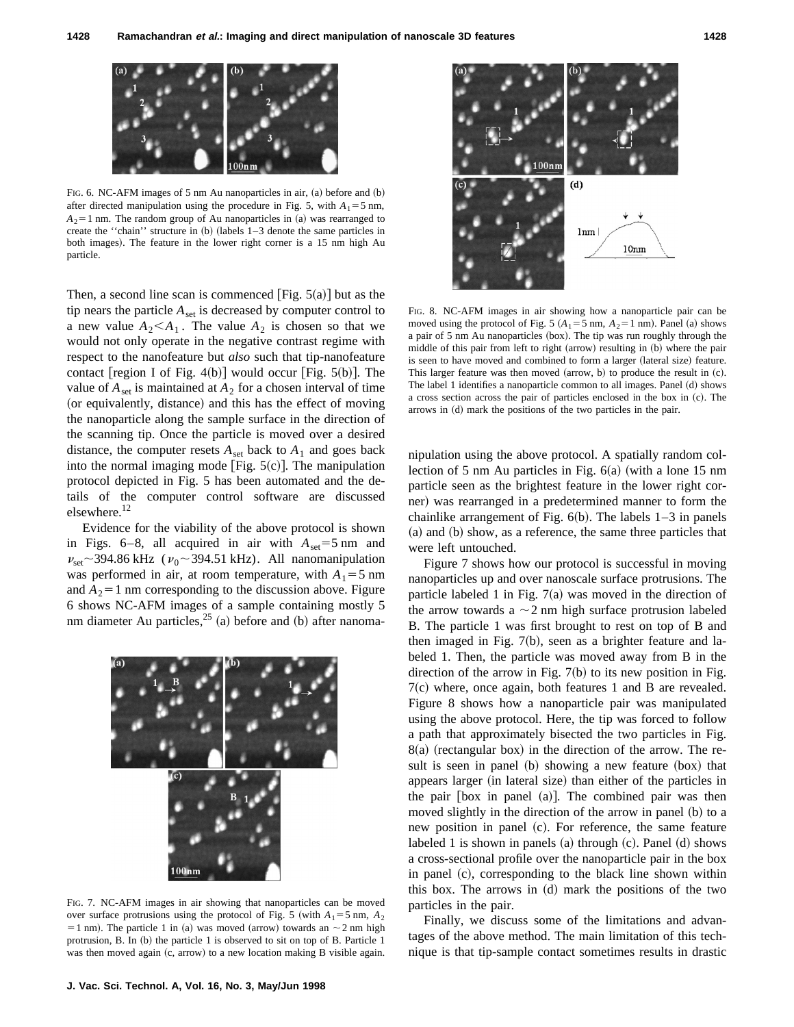FIG. 6. NC-AFM images of 5 nm Au nanoparticles in air, (a) before and (b) after directed manipulation using the procedure in Fig. 5, with $A_1 = 5$ nm, $A_2 = 1$ nm. The random group of Au nanoparticles in (a) was rearranged to create the ''chain'' structure in (b) (labels 1–3 denote the same particles in both images). The feature in the lower right corner is a 15 nm high Au particle.

Then, a second line scan is commenced [Fig. 5(a)] but as the tip nears the particle $A_{set}$ is decreased by computer control to a new value $A_2 < A_1$. The value $A_2$ is chosen so that we would not only operate in the negative contrast regime with respect to the nanofeature but *also* such that tip-nanofeature contact [region I of Fig. 4(b)] would occur [Fig. 5(b)]. The value of $A_{set}$ is maintained at $A_2$ for a chosen interval of time (or equivalently, distance) and this has the effect of moving the nanoparticle along the sample surface in the direction of the scanning tip. Once the particle is moved over a desired distance, the computer resets $A_{set}$ back to $A_1$ and goes back into the normal imaging mode [Fig. 5(c)]. The manipulation protocol depicted in Fig. 5 has been automated and the details of the computer control software are discussed elsewhere.[12]

Evidence for the viability of the above protocol is shown in Figs. 6–8, all acquired in air with $A_{set} = 5$ nm and $\nu_{set} \sim 394.86$ kHz ($\nu_0 \sim 394.51$ kHz). All nanomanipulation was performed in air, at room temperature, with $A_1 = 5$ nm and $A_2 = 1$ nm corresponding to the discussion above. Figure 6 shows NC-AFM images of a sample containing mostly 5 nm diameter Au particles,[25] (a) before and (b) after nanomanipulation using the above protocol. A spatially random collection of 5 nm Au particles in Fig. 6(a) (with a lone 15 nm particle seen as the brightest feature in the lower right corner) was rearranged in a predetermined manner to form the chainlike arrangement of Fig. 6(b). The labels 1–3 in panels (a) and (b) show, as a reference, the same three particles that were left untouched.

FIG. 7. NC-AFM images in air showing that nanoparticles can be moved over surface protrusions using the protocol of Fig. 5 (with $A_1 = 5$ nm, $A_2 = 1$ nm). The particle 1 in (a) was moved (arrow) towards an $\sim 2$ nm high protrusion, B. In (b) the particle 1 is observed to sit on top of B. Particle 1 was then moved again (c, arrow) to a new location making B visible again.

FIG. 8. NC-AFM images in air showing how a nanoparticle pair can be moved using the protocol of Fig. 5 ($A_1 = 5$ nm, $A_2 = 1$ nm). Panel (a) shows a pair of 5 nm Au nanoparticles (box). The tip was run roughly through the middle of this pair from left to right (arrow) resulting in (b) where the pair is seen to have moved and combined to form a larger (lateral size) feature. This larger feature was then moved (arrow, b) to produce the result in (c). The label 1 identifies a nanoparticle common to all images. Panel (d) shows a cross section across the pair of particles enclosed in the box in (c). The arrows in (d) mark the positions of the two particles in the pair.

Figure 7 shows how our protocol is successful in moving nanoparticles up and over nanoscale surface protrusions. The particle labeled 1 in Fig. 7(a) was moved in the direction of the arrow towards a $\sim 2$ nm high surface protrusion labeled B. The particle 1 was first brought to rest on top of B and then imaged in Fig. 7(b), seen as a brighter feature and labeled 1. Then, the particle was moved away from B in the direction of the arrow in Fig. 7(b) to its new position in Fig. 7(c) where, once again, both features 1 and B are revealed. Figure 8 shows how a nanoparticle pair was manipulated using the above protocol. Here, the tip was forced to follow a path that approximately bisected the two particles in Fig. 8(a) (rectangular box) in the direction of the arrow. The result is seen in panel (b) showing a new feature (box) that appears larger (in lateral size) than either of the particles in the pair [box in panel (a)]. The combined pair was then moved slightly in the direction of the arrow in panel (b) to a new position in panel (c). For reference, the same feature labeled 1 is shown in panels (a) through (c). Panel (d) shows a cross-sectional profile over the nanoparticle pair in the box in panel (c), corresponding to the black line shown within this box. The arrows in (d) mark the positions of the two particles in the pair.

Finally, we discuss some of the limitations and advantages of the above method. The main limitation of this technique is that tip-sample contact sometimes results in drastic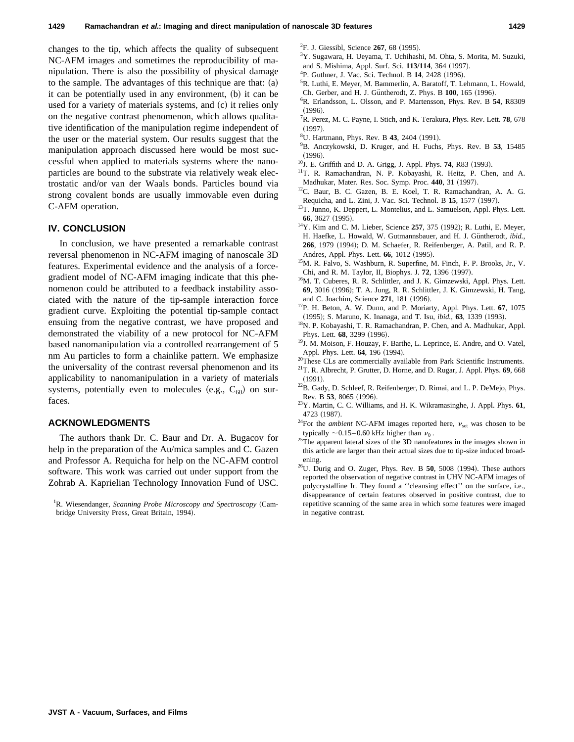changes to the tip, which affects the quality of subsequent NC-AFM images and sometimes the reproducibility of manipulation. There is also the possibility of physical damage to the sample. The advantages of this technique are that: (a) it can be potentially used in any environment, (b) it can be used for a variety of materials systems, and (c) it relies only on the negative contrast phenomenon, which allows qualitative identification of the manipulation regime independent of the user or the material system. Our results suggest that the manipulation approach discussed here would be most successful when applied to materials systems where the nanoparticles are bound to the substrate via relatively weak electrostatic and/or van der Waals bonds. Particles bound via strong covalent bonds are usually immovable even during C-AFM operation.

## IV. CONCLUSION

In conclusion, we have presented a remarkable contrast reversal phenomenon in NC-AFM imaging of nanoscale 3D features. Experimental evidence and the analysis of a force-gradient model of NC-AFM imaging indicate that this phenomenon could be attributed to a feedback instability associated with the nature of the tip-sample interaction force gradient curve. Exploiting the potential tip-sample contact ensuing from the negative contrast, we have proposed and demonstrated the viability of a new protocol for NC-AFM based nanomanipulation via a controlled rearrangement of 5 nm Au particles to form a chainlike pattern. We emphasize the universality of the contrast reversal phenomenon and its applicability to nanomanipulation in a variety of materials systems, potentially even to molecules (e.g., $C_{60}$) on surfaces.

## ACKNOWLEDGMENTS

The authors thank Dr. C. Baur and Dr. A. Bugacov for help in the preparation of the Au/mica samples and C. Gazen and Professor A. Requicha for help on the NC-AFM control software. This work was carried out under support from the Zohrab A. Kaprielian Technology Innovation Fund of USC.

[1]R. Wiesendanger, *Scanning Probe Microscopy and Spectroscopy* (Cambridge University Press, Great Britain, 1994).

[2]F. J. Giessibl, Science **267**, 68 (1995).

[3]Y. Sugawara, H. Ueyama, T. Uchihashi, M. Ohta, S. Morita, M. Suzuki, and S. Mishima, Appl. Surf. Sci. **113/114**, 364 (1997).

[4]P. Guthner, J. Vac. Sci. Technol. B **14**, 2428 (1996).

[5]R. Luthi, E. Meyer, M. Bammerlin, A. Baratoff, T. Lehmann, L. Howald, Ch. Gerber, and H. J. Güntherodt, Z. Phys. B **100**, 165 (1996).

[6]R. Erlandsson, L. Olsson, and P. Martensson, Phys. Rev. B **54**, R8309 (1996).

[7]R. Perez, M. C. Payne, I. Stich, and K. Terakura, Phys. Rev. Lett. **78**, 678 (1997).

[8]U. Hartmann, Phys. Rev. B **43**, 2404 (1991).

[9]B. Anczykowski, D. Kruger, and H. Fuchs, Phys. Rev. B **53**, 15485 (1996).

[10]J. E. Griffith and D. A. Grigg, J. Appl. Phys. **74**, R83 (1993).

[11]T. R. Ramachandran, N. P. Kobayashi, R. Heitz, P. Chen, and A. Madhukar, Mater. Res. Soc. Symp. Proc. **440**, 31 (1997).

[12]C. Baur, B. C. Gazen, B. E. Koel, T. R. Ramachandran, A. A. G. Requicha, and L. Zini, J. Vac. Sci. Technol. B **15**, 1577 (1997).

[13]T. Junno, K. Deppert, L. Montelius, and L. Samuelson, Appl. Phys. Lett. **66**, 3627 (1995).

[14]Y. Kim and C. M. Lieber, Science **257**, 375 (1992); R. Luthi, E. Meyer, H. Haefke, L. Howald, W. Gutmannsbauer, and H. J. Güntherodt, *ibid.*, **266**, 1979 (1994); D. M. Schaefer, R. Reifenberger, A. Patil, and R. P. Andres, Appl. Phys. Lett. **66**, 1012 (1995).

[15]M. R. Falvo, S. Washburn, R. Superfine, M. Finch, F. P. Brooks, Jr., V. Chi, and R. M. Taylor, II, Biophys. J. **72**, 1396 (1997).

[16]M. T. Cuberes, R. R. Schlittler, and J. K. Gimzewski, Appl. Phys. Lett. **69**, 3016 (1996); T. A. Jung, R. R. Schlittler, J. K. Gimzewski, H. Tang, and C. Joachim, Science **271**, 181 (1996).

[17]P. H. Beton, A. W. Dunn, and P. Moriarty, Appl. Phys. Lett. **67**, 1075 (1995); S. Maruno, K. Inanaga, and T. Isu, *ibid.*, **63**, 1339 (1993).

[18]N. P. Kobayashi, T. R. Ramachandran, P. Chen, and A. Madhukar, Appl. Phys. Lett. **68**, 3299 (1996).

[19]J. M. Moison, F. Houzay, F. Barthe, L. Leprince, E. Andre, and O. Vatel, Appl. Phys. Lett. **64**, 196 (1994).

[20]These CLs are commercially available from Park Scientific Instruments.

[21]T. R. Albrecht, P. Grutter, D. Horne, and D. Rugar, J. Appl. Phys. **69**, 668 (1991).

[22]B. Gady, D. Schleef, R. Reifenberger, D. Rimai, and L. P. DeMejo, Phys. Rev. B **53**, 8065 (1996).

[23]Y. Martin, C. C. Williams, and H. K. Wikramasinghe, J. Appl. Phys. **61**, 4723 (1987).

[24]For the *ambient* NC-AFM images reported here, $\nu_{set}$ was chosen to be typically ~0.15–0.60 kHz higher than $\nu_0$.

[25]The apparent lateral sizes of the 3D nanofeatures in the images shown in this article are larger than their actual sizes due to tip-size induced broadening.

[26]U. Durig and O. Zuger, Phys. Rev. B **50**, 5008 (1994). These authors reported the observation of negative contrast in UHV NC-AFM images of polycrystalline Ir. They found a ''cleansing effect'' on the surface, i.e., disappearance of certain features observed in positive contrast, due to repetitive scanning of the same area in which some features were imaged in negative contrast.